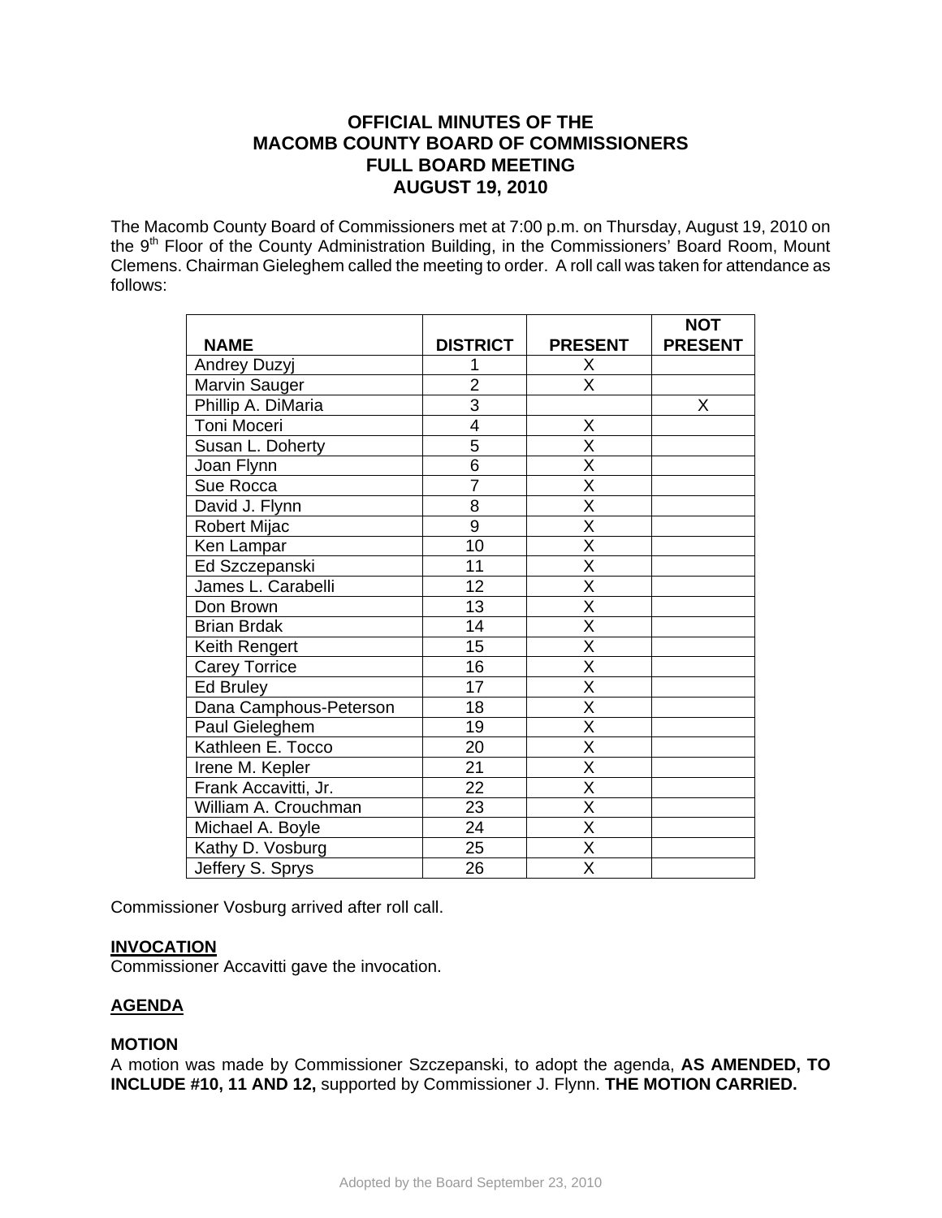# OFFICIAL MINUTES OF THE
# MACOMB COUNTY BOARD OF COMMISSIONERS
# FULL BOARD MEETING
# AUGUST 19, 2010

The Macomb County Board of Commissioners met at 7:00 p.m. on Thursday, August 19, 2010 on the 9th Floor of the County Administration Building, in the Commissioners' Board Room, Mount Clemens. Chairman Gieleghem called the meeting to order. A roll call was taken for attendance as follows:

| NAME | DISTRICT | PRESENT | NOT PRESENT |
|---|---|---|---|
| Andrey Duzyj | 1 | X | |
| Marvin Sauger | 2 | X | |
| Phillip A. DiMaria | 3 | | X |
| Toni Moceri | 4 | X | |
| Susan L. Doherty | 5 | X | |
| Joan Flynn | 6 | X | |
| Sue Rocca | 7 | X | |
| David J. Flynn | 8 | X | |
| Robert Mijac | 9 | X | |
| Ken Lampar | 10 | X | |
| Ed Szczepanski | 11 | X | |
| James L. Carabelli | 12 | X | |
| Don Brown | 13 | X | |
| Brian Brdak | 14 | X | |
| Keith Rengert | 15 | X | |
| Carey Torrice | 16 | X | |
| Ed Bruley | 17 | X | |
| Dana Camphous-Peterson | 18 | X | |
| Paul Gieleghem | 19 | X | |
| Kathleen E. Tocco | 20 | X | |
| Irene M. Kepler | 21 | X | |
| Frank Accavitti, Jr. | 22 | X | |
| William A. Crouchman | 23 | X | |
| Michael A. Boyle | 24 | X | |
| Kathy D. Vosburg | 25 | X | |
| Jeffery S. Sprys | 26 | X | |

Commissioner Vosburg arrived after roll call.

**INVOCATION**

Commissioner Accavitti gave the invocation.

**AGENDA**

**MOTION**

A motion was made by Commissioner Szczepanski, to adopt the agenda, **AS AMENDED, TO INCLUDE #10, 11 AND 12,** supported by Commissioner J. Flynn. **THE MOTION CARRIED.**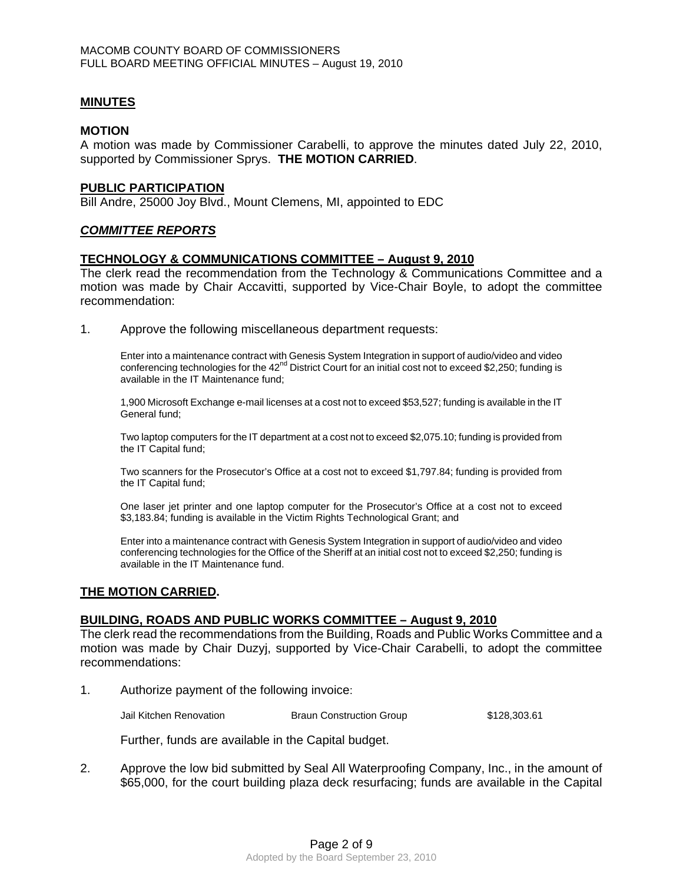## MINUTES

**MOTION**

A motion was made by Commissioner Carabelli, to approve the minutes dated July 22, 2010, supported by Commissioner Sprys. **THE MOTION CARRIED**.

## PUBLIC PARTICIPATION

Bill Andre, 25000 Joy Blvd., Mount Clemens, MI, appointed to EDC

## *COMMITTEE REPORTS*

## TECHNOLOGY & COMMUNICATIONS COMMITTEE – August 9, 2010

The clerk read the recommendation from the Technology & Communications Committee and a motion was made by Chair Accavitti, supported by Vice-Chair Boyle, to adopt the committee recommendation:

1. Approve the following miscellaneous department requests:

   Enter into a maintenance contract with Genesis System Integration in support of audio/video and video conferencing technologies for the 42nd District Court for an initial cost not to exceed $2,250; funding is available in the IT Maintenance fund;

   1,900 Microsoft Exchange e-mail licenses at a cost not to exceed $53,527; funding is available in the IT General fund;

   Two laptop computers for the IT department at a cost not to exceed $2,075.10; funding is provided from the IT Capital fund;

   Two scanners for the Prosecutor's Office at a cost not to exceed $1,797.84; funding is provided from the IT Capital fund;

   One laser jet printer and one laptop computer for the Prosecutor's Office at a cost not to exceed $3,183.84; funding is available in the Victim Rights Technological Grant; and

   Enter into a maintenance contract with Genesis System Integration in support of audio/video and video conferencing technologies for the Office of the Sheriff at an initial cost not to exceed $2,250; funding is available in the IT Maintenance fund.

**THE MOTION CARRIED.**

## BUILDING, ROADS AND PUBLIC WORKS COMMITTEE – August 9, 2010

The clerk read the recommendations from the Building, Roads and Public Works Committee and a motion was made by Chair Duzyj, supported by Vice-Chair Carabelli, to adopt the committee recommendations:

1. Authorize payment of the following invoice:

   | | | |
   |---|---|---|
   | Jail Kitchen Renovation | Braun Construction Group | $128,303.61 |

   Further, funds are available in the Capital budget.

2. Approve the low bid submitted by Seal All Waterproofing Company, Inc., in the amount of $65,000, for the court building plaza deck resurfacing; funds are available in the Capital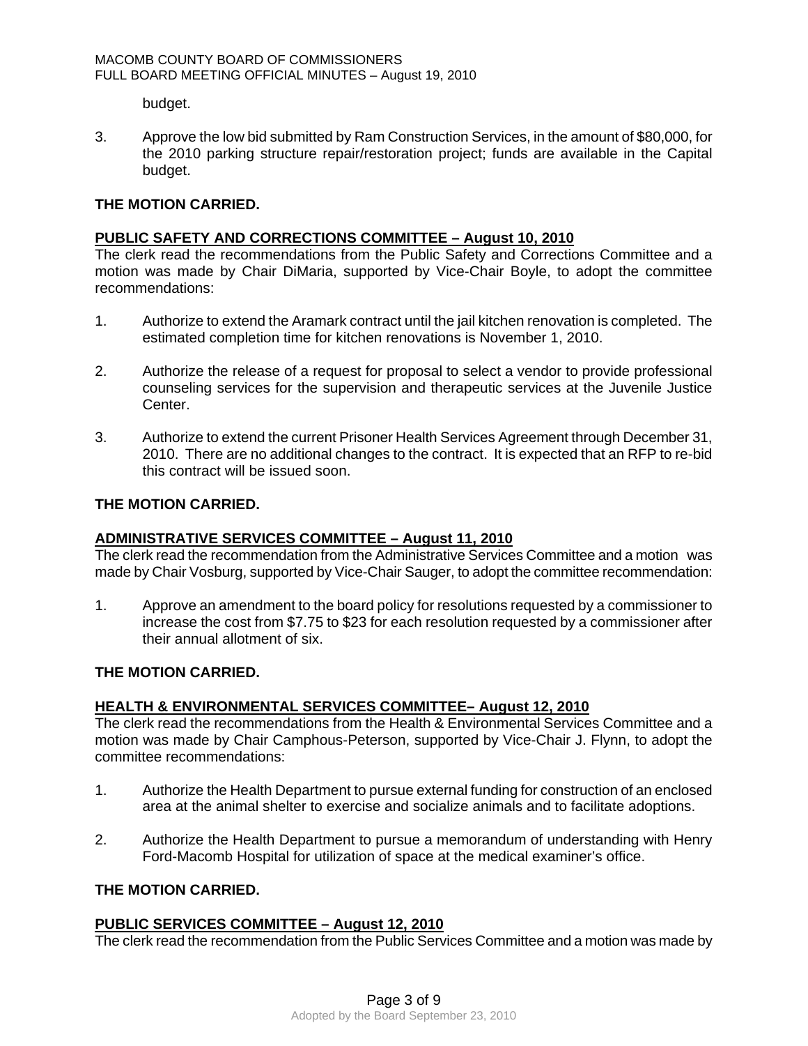budget.

3. Approve the low bid submitted by Ram Construction Services, in the amount of $80,000, for the 2010 parking structure repair/restoration project; funds are available in the Capital budget.

**THE MOTION CARRIED.**

**PUBLIC SAFETY AND CORRECTIONS COMMITTEE – August 10, 2010**

The clerk read the recommendations from the Public Safety and Corrections Committee and a motion was made by Chair DiMaria, supported by Vice-Chair Boyle, to adopt the committee recommendations:

1. Authorize to extend the Aramark contract until the jail kitchen renovation is completed. The estimated completion time for kitchen renovations is November 1, 2010.

2. Authorize the release of a request for proposal to select a vendor to provide professional counseling services for the supervision and therapeutic services at the Juvenile Justice Center.

3. Authorize to extend the current Prisoner Health Services Agreement through December 31, 2010. There are no additional changes to the contract. It is expected that an RFP to re-bid this contract will be issued soon.

**THE MOTION CARRIED.**

**ADMINISTRATIVE SERVICES COMMITTEE – August 11, 2010**

The clerk read the recommendation from the Administrative Services Committee and a motion was made by Chair Vosburg, supported by Vice-Chair Sauger, to adopt the committee recommendation:

1. Approve an amendment to the board policy for resolutions requested by a commissioner to increase the cost from $7.75 to $23 for each resolution requested by a commissioner after their annual allotment of six.

**THE MOTION CARRIED.**

**HEALTH & ENVIRONMENTAL SERVICES COMMITTEE– August 12, 2010**

The clerk read the recommendations from the Health & Environmental Services Committee and a motion was made by Chair Camphous-Peterson, supported by Vice-Chair J. Flynn, to adopt the committee recommendations:

1. Authorize the Health Department to pursue external funding for construction of an enclosed area at the animal shelter to exercise and socialize animals and to facilitate adoptions.

2. Authorize the Health Department to pursue a memorandum of understanding with Henry Ford-Macomb Hospital for utilization of space at the medical examiner's office.

**THE MOTION CARRIED.**

**PUBLIC SERVICES COMMITTEE – August 12, 2010**

The clerk read the recommendation from the Public Services Committee and a motion was made by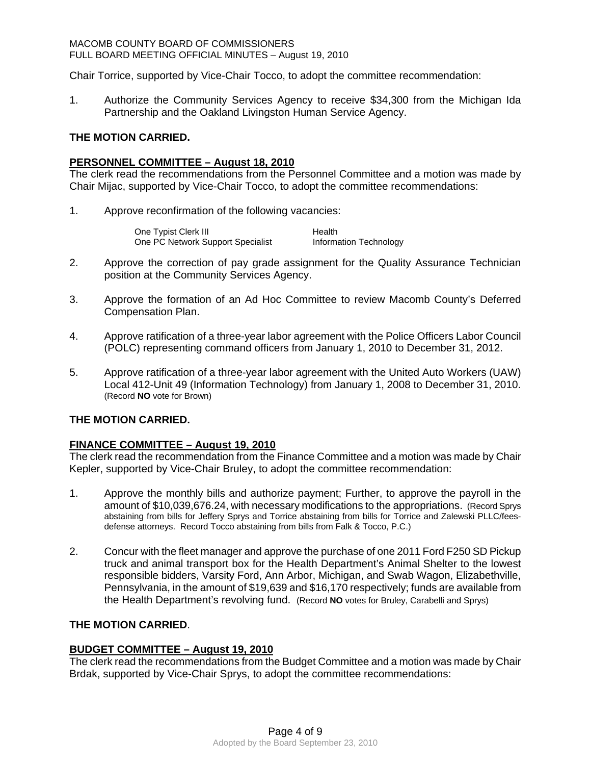Chair Torrice, supported by Vice-Chair Tocco, to adopt the committee recommendation:

1. Authorize the Community Services Agency to receive $34,300 from the Michigan Ida Partnership and the Oakland Livingston Human Service Agency.

**THE MOTION CARRIED.**

**PERSONNEL COMMITTEE – August 18, 2010**

The clerk read the recommendations from the Personnel Committee and a motion was made by Chair Mijac, supported by Vice-Chair Tocco, to adopt the committee recommendations:

1. Approve reconfirmation of the following vacancies:

| | |
|---|---|
| One Typist Clerk III | Health |
| One PC Network Support Specialist | Information Technology |

2. Approve the correction of pay grade assignment for the Quality Assurance Technician position at the Community Services Agency.

3. Approve the formation of an Ad Hoc Committee to review Macomb County's Deferred Compensation Plan.

4. Approve ratification of a three-year labor agreement with the Police Officers Labor Council (POLC) representing command officers from January 1, 2010 to December 31, 2012.

5. Approve ratification of a three-year labor agreement with the United Auto Workers (UAW) Local 412-Unit 49 (Information Technology) from January 1, 2008 to December 31, 2010. (Record **NO** vote for Brown)

**THE MOTION CARRIED.**

**FINANCE COMMITTEE – August 19, 2010**

The clerk read the recommendation from the Finance Committee and a motion was made by Chair Kepler, supported by Vice-Chair Bruley, to adopt the committee recommendation:

1. Approve the monthly bills and authorize payment; Further, to approve the payroll in the amount of $10,039,676.24, with necessary modifications to the appropriations. (Record Sprys abstaining from bills for Jeffery Sprys and Torrice abstaining from bills for Torrice and Zalewski PLLC/fees-defense attorneys. Record Tocco abstaining from bills from Falk & Tocco, P.C.)

2. Concur with the fleet manager and approve the purchase of one 2011 Ford F250 SD Pickup truck and animal transport box for the Health Department's Animal Shelter to the lowest responsible bidders, Varsity Ford, Ann Arbor, Michigan, and Swab Wagon, Elizabethville, Pennsylvania, in the amount of $19,639 and $16,170 respectively; funds are available from the Health Department's revolving fund. (Record **NO** votes for Bruley, Carabelli and Sprys)

**THE MOTION CARRIED**.

**BUDGET COMMITTEE – August 19, 2010**

The clerk read the recommendations from the Budget Committee and a motion was made by Chair Brdak, supported by Vice-Chair Sprys, to adopt the committee recommendations: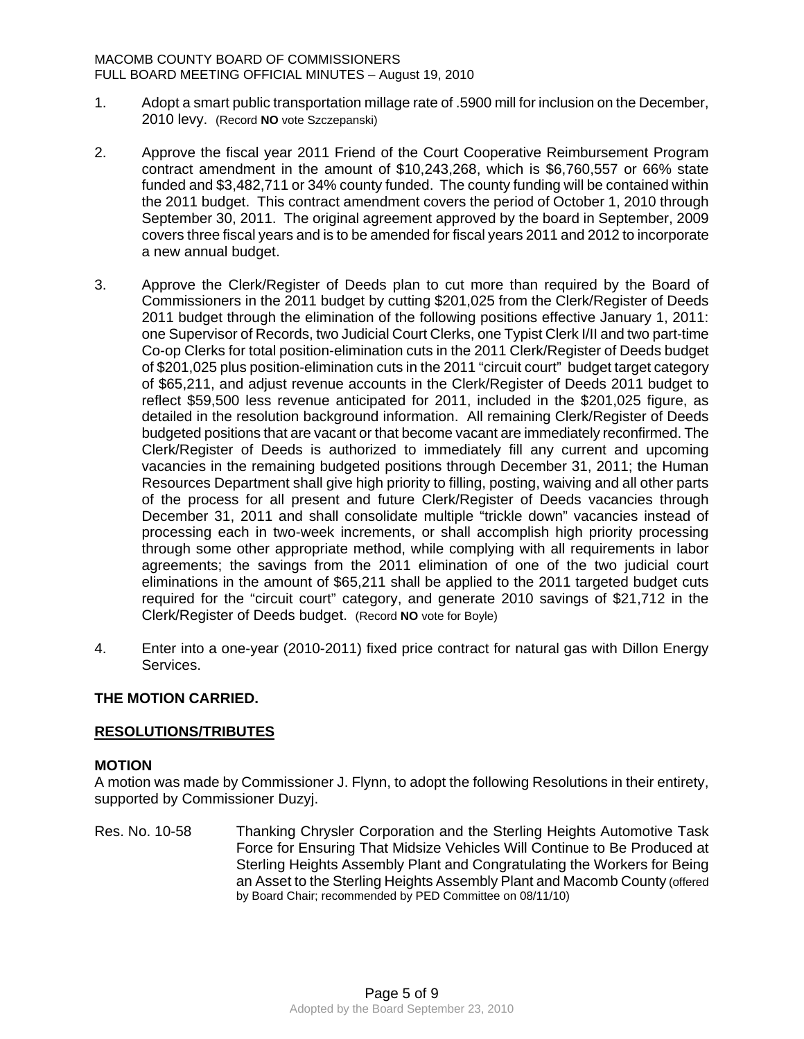1. Adopt a smart public transportation millage rate of .5900 mill for inclusion on the December, 2010 levy. (Record **NO** vote Szczepanski)

2. Approve the fiscal year 2011 Friend of the Court Cooperative Reimbursement Program contract amendment in the amount of $10,243,268, which is $6,760,557 or 66% state funded and $3,482,711 or 34% county funded. The county funding will be contained within the 2011 budget. This contract amendment covers the period of October 1, 2010 through September 30, 2011. The original agreement approved by the board in September, 2009 covers three fiscal years and is to be amended for fiscal years 2011 and 2012 to incorporate a new annual budget.

3. Approve the Clerk/Register of Deeds plan to cut more than required by the Board of Commissioners in the 2011 budget by cutting $201,025 from the Clerk/Register of Deeds 2011 budget through the elimination of the following positions effective January 1, 2011: one Supervisor of Records, two Judicial Court Clerks, one Typist Clerk I/II and two part-time Co-op Clerks for total position-elimination cuts in the 2011 Clerk/Register of Deeds budget of $201,025 plus position-elimination cuts in the 2011 "circuit court" budget target category of $65,211, and adjust revenue accounts in the Clerk/Register of Deeds 2011 budget to reflect $59,500 less revenue anticipated for 2011, included in the $201,025 figure, as detailed in the resolution background information. All remaining Clerk/Register of Deeds budgeted positions that are vacant or that become vacant are immediately reconfirmed. The Clerk/Register of Deeds is authorized to immediately fill any current and upcoming vacancies in the remaining budgeted positions through December 31, 2011; the Human Resources Department shall give high priority to filling, posting, waiving and all other parts of the process for all present and future Clerk/Register of Deeds vacancies through December 31, 2011 and shall consolidate multiple "trickle down" vacancies instead of processing each in two-week increments, or shall accomplish high priority processing through some other appropriate method, while complying with all requirements in labor agreements; the savings from the 2011 elimination of one of the two judicial court eliminations in the amount of $65,211 shall be applied to the 2011 targeted budget cuts required for the "circuit court" category, and generate 2010 savings of $21,712 in the Clerk/Register of Deeds budget. (Record **NO** vote for Boyle)

4. Enter into a one-year (2010-2011) fixed price contract for natural gas with Dillon Energy Services.

**THE MOTION CARRIED.**

## RESOLUTIONS/TRIBUTES

**MOTION**

A motion was made by Commissioner J. Flynn, to adopt the following Resolutions in their entirety, supported by Commissioner Duzyj.

Res. No. 10-58 Thanking Chrysler Corporation and the Sterling Heights Automotive Task Force for Ensuring That Midsize Vehicles Will Continue to Be Produced at Sterling Heights Assembly Plant and Congratulating the Workers for Being an Asset to the Sterling Heights Assembly Plant and Macomb County (offered by Board Chair; recommended by PED Committee on 08/11/10)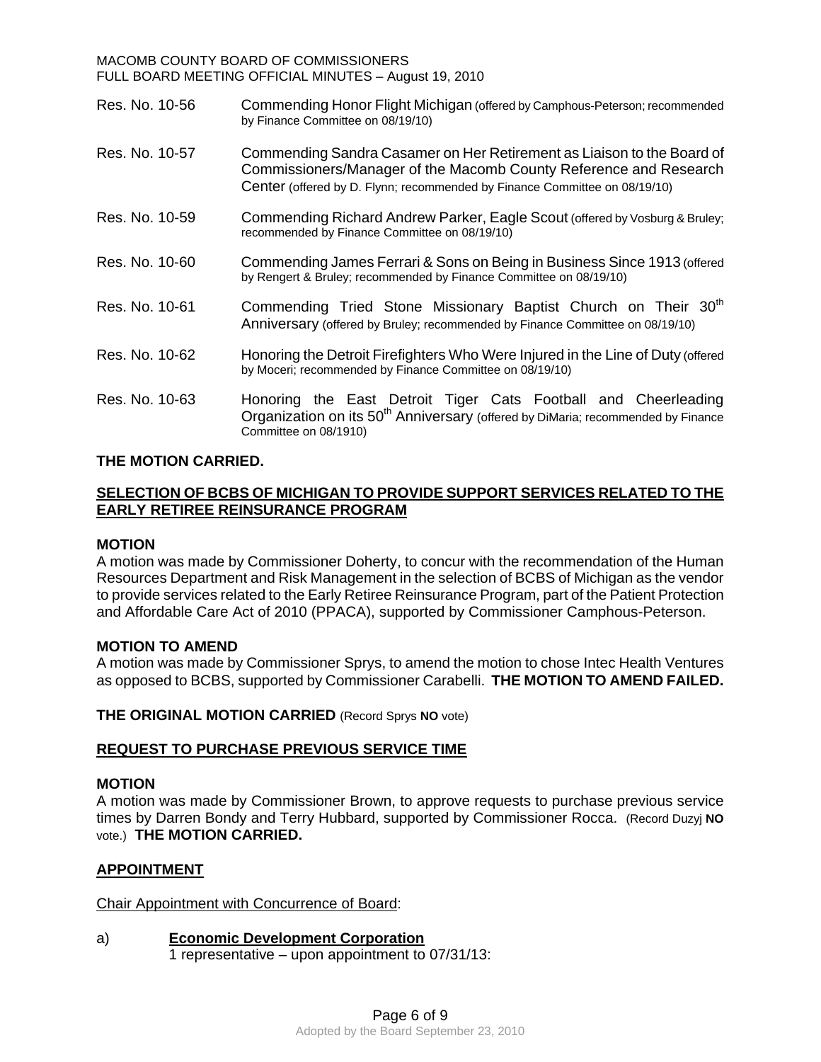Res. No. 10-56 Commending Honor Flight Michigan (offered by Camphous-Peterson; recommended by Finance Committee on 08/19/10)

Res. No. 10-57 Commending Sandra Casamer on Her Retirement as Liaison to the Board of Commissioners/Manager of the Macomb County Reference and Research Center (offered by D. Flynn; recommended by Finance Committee on 08/19/10)

Res. No. 10-59 Commending Richard Andrew Parker, Eagle Scout (offered by Vosburg & Bruley; recommended by Finance Committee on 08/19/10)

Res. No. 10-60 Commending James Ferrari & Sons on Being in Business Since 1913 (offered by Rengert & Bruley; recommended by Finance Committee on 08/19/10)

Res. No. 10-61 Commending Tried Stone Missionary Baptist Church on Their 30th Anniversary (offered by Bruley; recommended by Finance Committee on 08/19/10)

Res. No. 10-62 Honoring the Detroit Firefighters Who Were Injured in the Line of Duty (offered by Moceri; recommended by Finance Committee on 08/19/10)

Res. No. 10-63 Honoring the East Detroit Tiger Cats Football and Cheerleading Organization on its 50th Anniversary (offered by DiMaria; recommended by Finance Committee on 08/1910)

**THE MOTION CARRIED.**

## SELECTION OF BCBS OF MICHIGAN TO PROVIDE SUPPORT SERVICES RELATED TO THE EARLY RETIREE REINSURANCE PROGRAM

**MOTION**

A motion was made by Commissioner Doherty, to concur with the recommendation of the Human Resources Department and Risk Management in the selection of BCBS of Michigan as the vendor to provide services related to the Early Retiree Reinsurance Program, part of the Patient Protection and Affordable Care Act of 2010 (PPACA), supported by Commissioner Camphous-Peterson.

**MOTION TO AMEND**

A motion was made by Commissioner Sprys, to amend the motion to chose Intec Health Ventures as opposed to BCBS, supported by Commissioner Carabelli. **THE MOTION TO AMEND FAILED.**

**THE ORIGINAL MOTION CARRIED** (Record Sprys **NO** vote)

## REQUEST TO PURCHASE PREVIOUS SERVICE TIME

**MOTION**

A motion was made by Commissioner Brown, to approve requests to purchase previous service times by Darren Bondy and Terry Hubbard, supported by Commissioner Rocca. (Record Duzyj **NO** vote.) **THE MOTION CARRIED.**

## APPOINTMENT

Chair Appointment with Concurrence of Board:

a) **Economic Development Corporation**
1 representative – upon appointment to 07/31/13: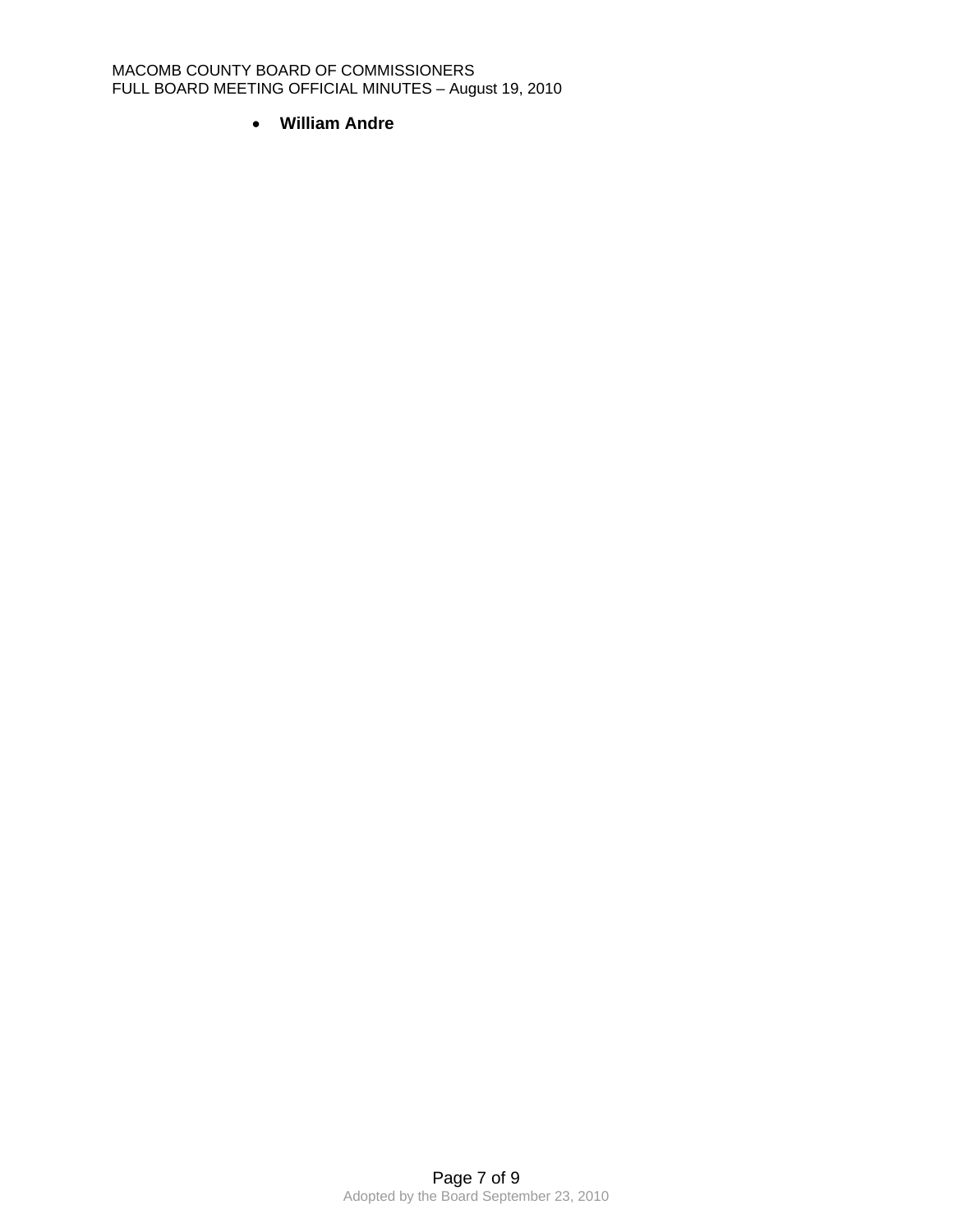- **William Andre**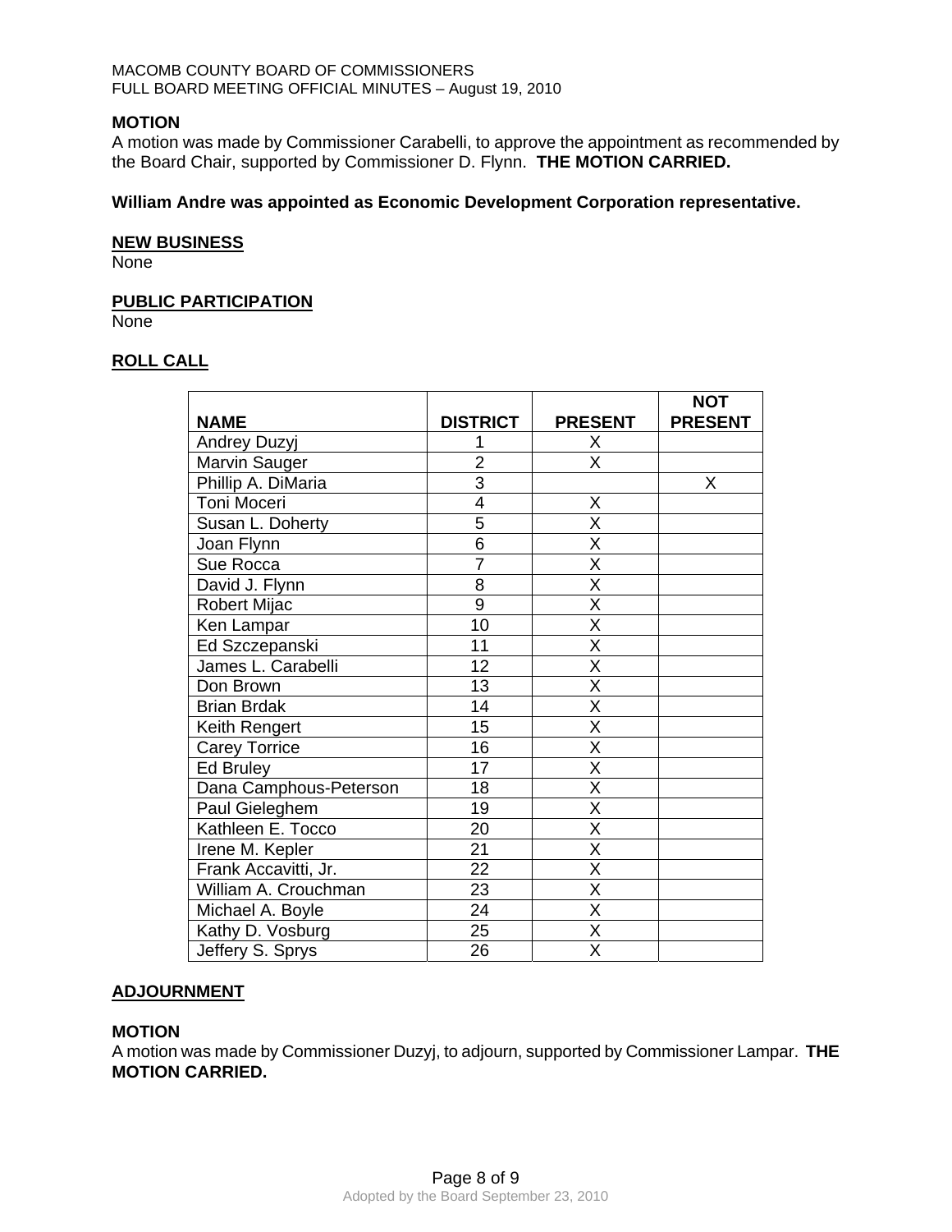**MOTION**

A motion was made by Commissioner Carabelli, to approve the appointment as recommended by the Board Chair, supported by Commissioner D. Flynn. **THE MOTION CARRIED.**

**William Andre was appointed as Economic Development Corporation representative.**

**NEW BUSINESS**

None

**PUBLIC PARTICIPATION**

None

**ROLL CALL**

| NAME | DISTRICT | PRESENT | NOT PRESENT |
|---|---|---|---|
| Andrey Duzyj | 1 | X | |
| Marvin Sauger | 2 | X | |
| Phillip A. DiMaria | 3 | | X |
| Toni Moceri | 4 | X | |
| Susan L. Doherty | 5 | X | |
| Joan Flynn | 6 | X | |
| Sue Rocca | 7 | X | |
| David J. Flynn | 8 | X | |
| Robert Mijac | 9 | X | |
| Ken Lampar | 10 | X | |
| Ed Szczepanski | 11 | X | |
| James L. Carabelli | 12 | X | |
| Don Brown | 13 | X | |
| Brian Brdak | 14 | X | |
| Keith Rengert | 15 | X | |
| Carey Torrice | 16 | X | |
| Ed Bruley | 17 | X | |
| Dana Camphous-Peterson | 18 | X | |
| Paul Gieleghem | 19 | X | |
| Kathleen E. Tocco | 20 | X | |
| Irene M. Kepler | 21 | X | |
| Frank Accavitti, Jr. | 22 | X | |
| William A. Crouchman | 23 | X | |
| Michael A. Boyle | 24 | X | |
| Kathy D. Vosburg | 25 | X | |
| Jeffery S. Sprys | 26 | X | |

**ADJOURNMENT**

**MOTION**

A motion was made by Commissioner Duzyj, to adjourn, supported by Commissioner Lampar. **THE MOTION CARRIED.**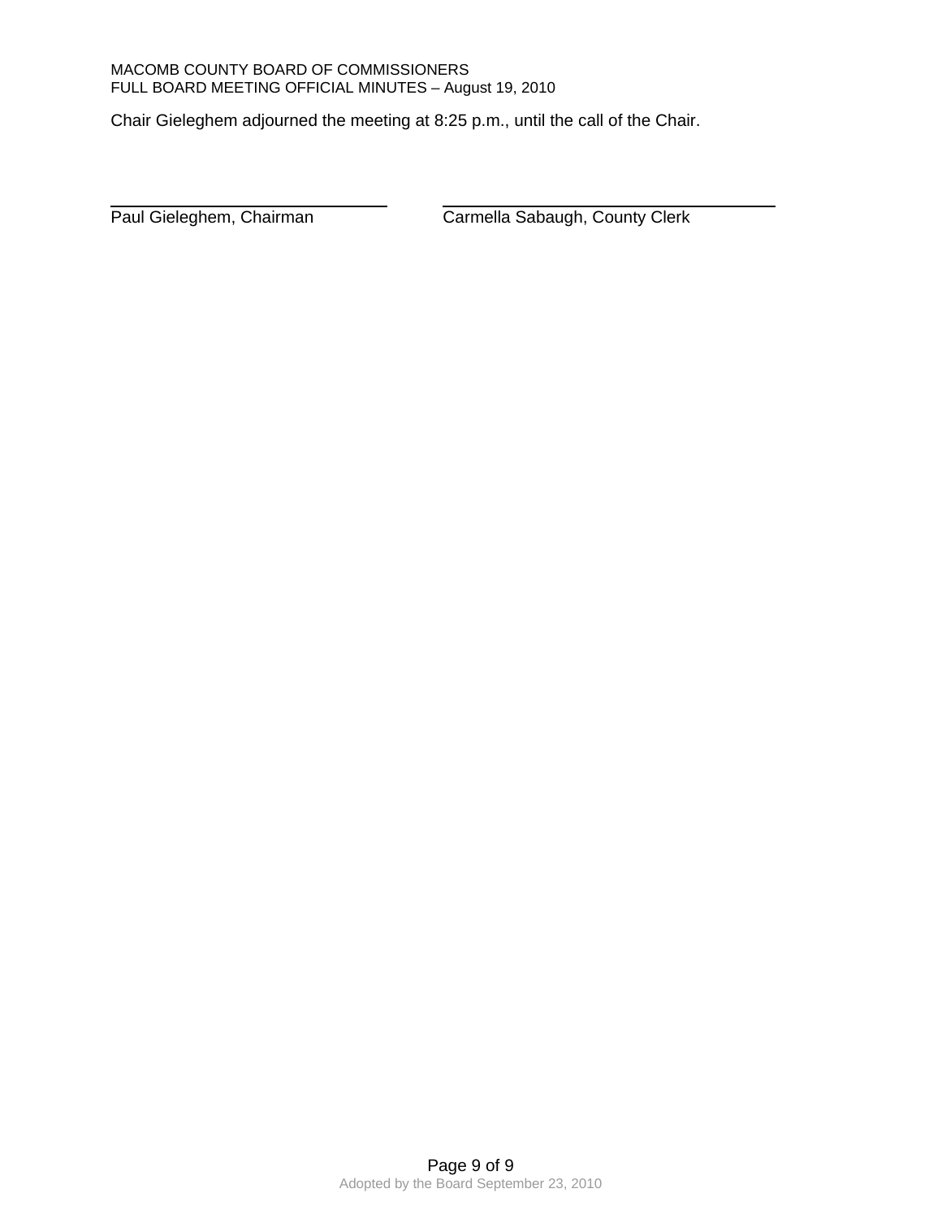Chair Gieleghem adjourned the meeting at 8:25 p.m., until the call of the Chair.

| | |
|---|---|
| Paul Gieleghem, Chairman | Carmella Sabaugh, County Clerk |

Adopted by the Board September 23, 2010